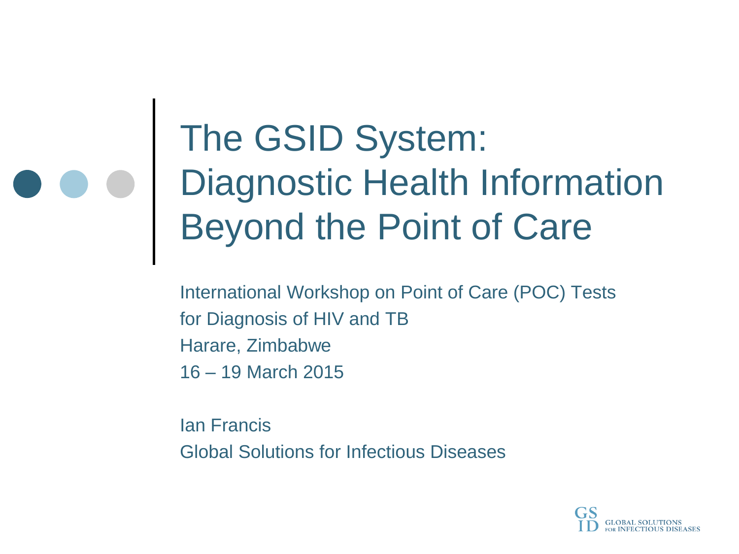# The GSID System: Diagnostic Health Information Beyond the Point of Care

International Workshop on Point of Care (POC) Tests for Diagnosis of HIV and TB
Harare, Zimbabwe
16 – 19 March 2015

Ian Francis
Global Solutions for Infectious Diseases

GSID GLOBAL SOLUTIONS FOR INFECTIOUS DISEASES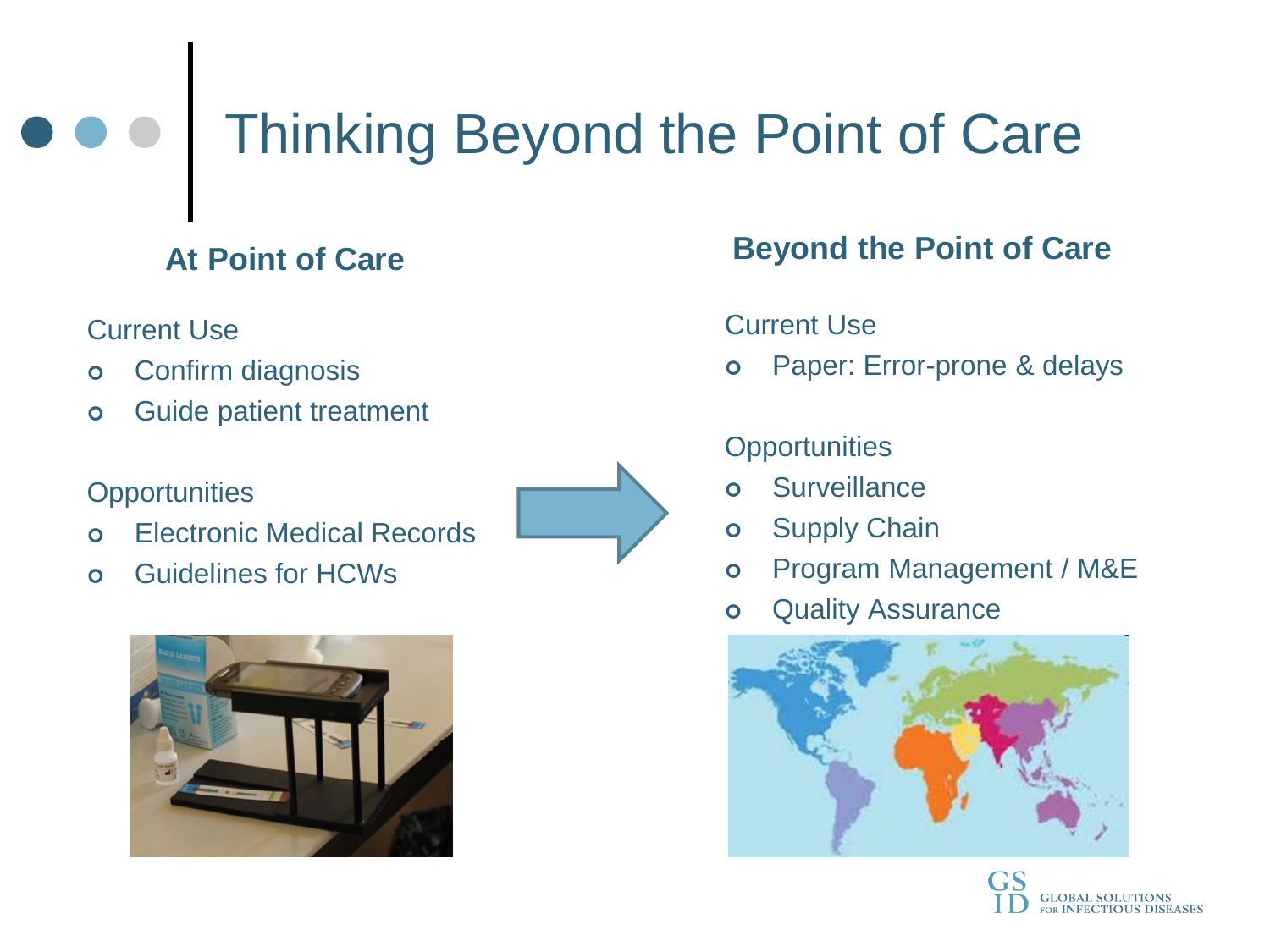# Thinking Beyond the Point of Care

## At Point of Care

Current Use

- Confirm diagnosis
- Guide patient treatment

Opportunities

- Electronic Medical Records
- Guidelines for HCWs

## Beyond the Point of Care

Current Use

- Paper: Error-prone & delays

Opportunities

- Surveillance
- Supply Chain
- Program Management / M&E
- Quality Assurance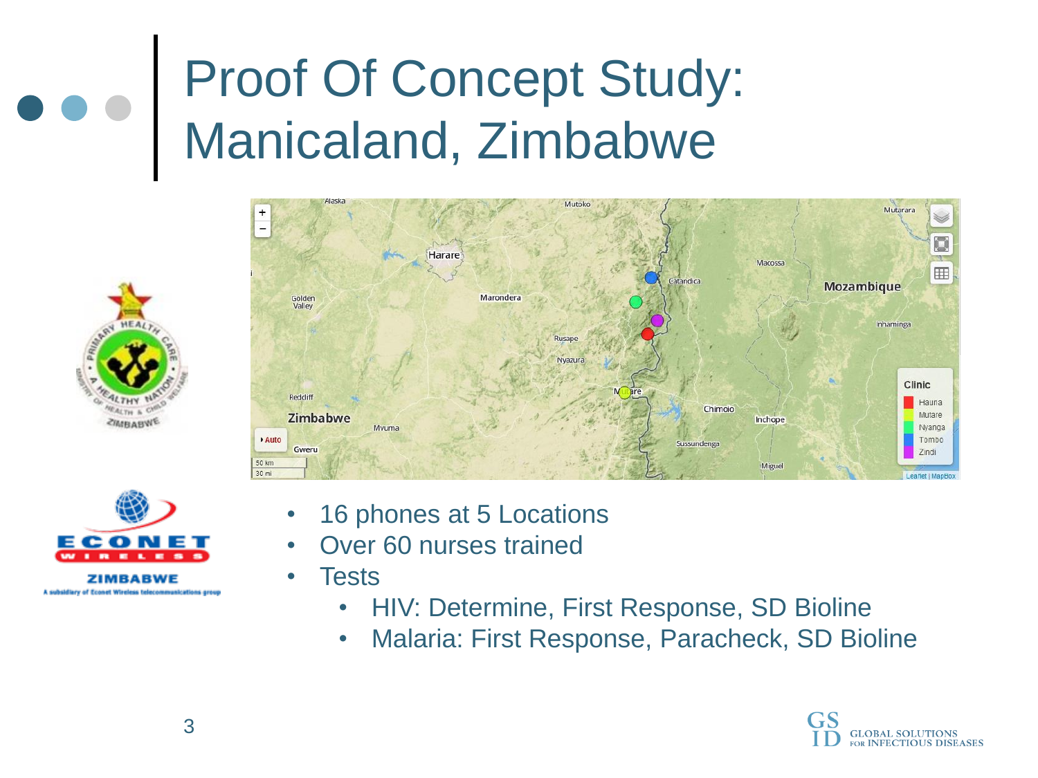# Proof Of Concept Study: Manicaland, Zimbabwe

- 16 phones at 5 Locations
- Over 60 nurses trained
- Tests
  - HIV: Determine, First Response, SD Bioline
  - Malaria: First Response, Paracheck, SD Bioline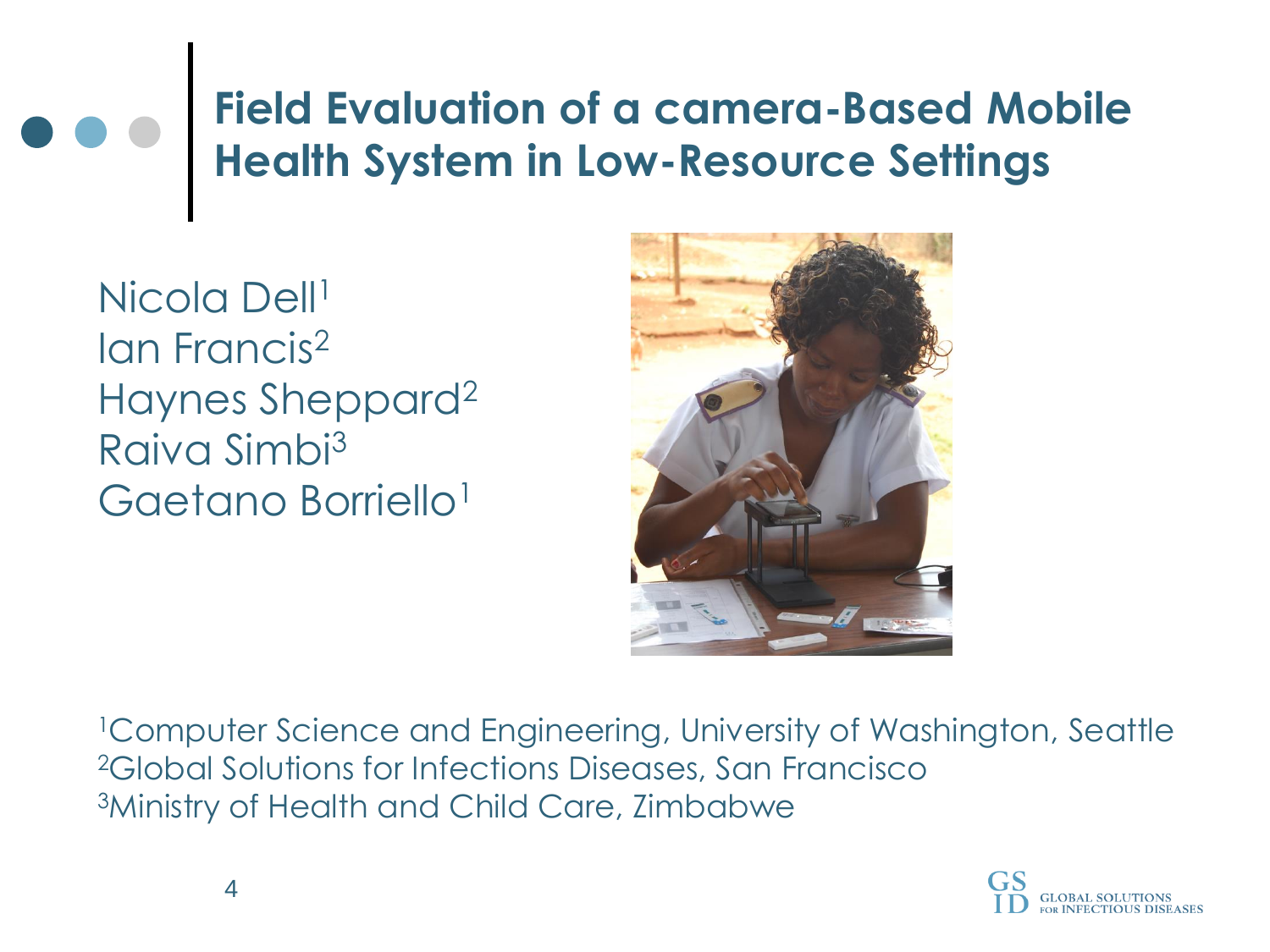# Field Evaluation of a camera-Based Mobile Health System in Low-Resource Settings

Nicola Dell[1]
Ian Francis[2]
Haynes Sheppard[2]
Raiva Simbi[3]
Gaetano Borriello[1]

[1]Computer Science and Engineering, University of Washington, Seattle
[2]Global Solutions for Infections Diseases, San Francisco
[3]Ministry of Health and Child Care, Zimbabwe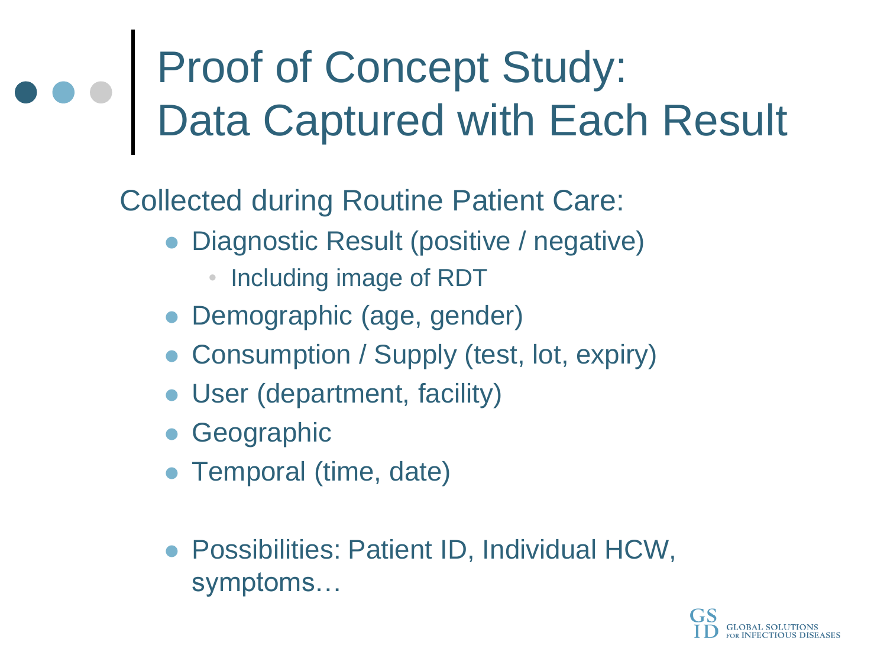# Proof of Concept Study: Data Captured with Each Result

Collected during Routine Patient Care:

- Diagnostic Result (positive / negative)
  - Including image of RDT
- Demographic (age, gender)
- Consumption / Supply (test, lot, expiry)
- User (department, facility)
- Geographic
- Temporal (time, date)

- Possibilities: Patient ID, Individual HCW, symptoms…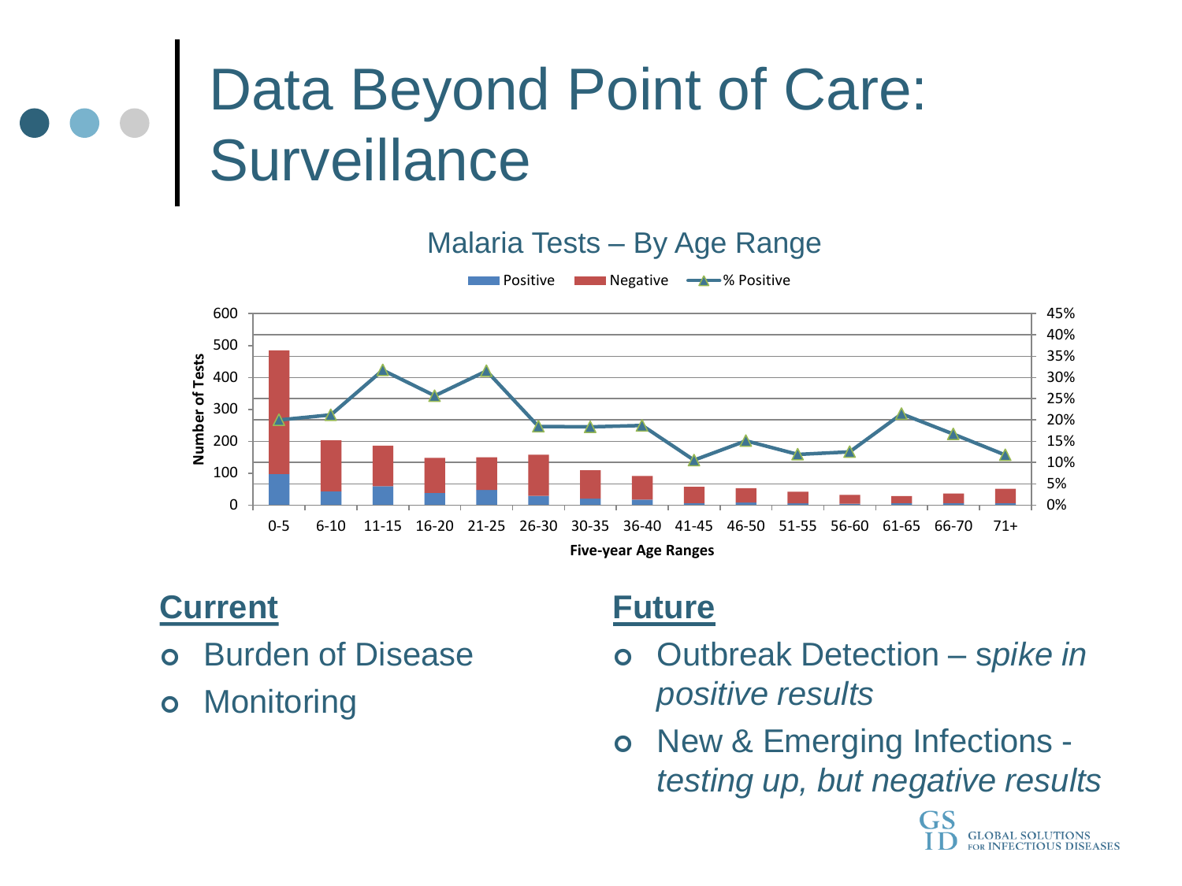# Data Beyond Point of Care: Surveillance

Malaria Tests – By Age Range

## Current

- Burden of Disease
- Monitoring

## Future

- Outbreak Detection – *spike in positive results*
- New & Emerging Infections - *testing up, but negative results*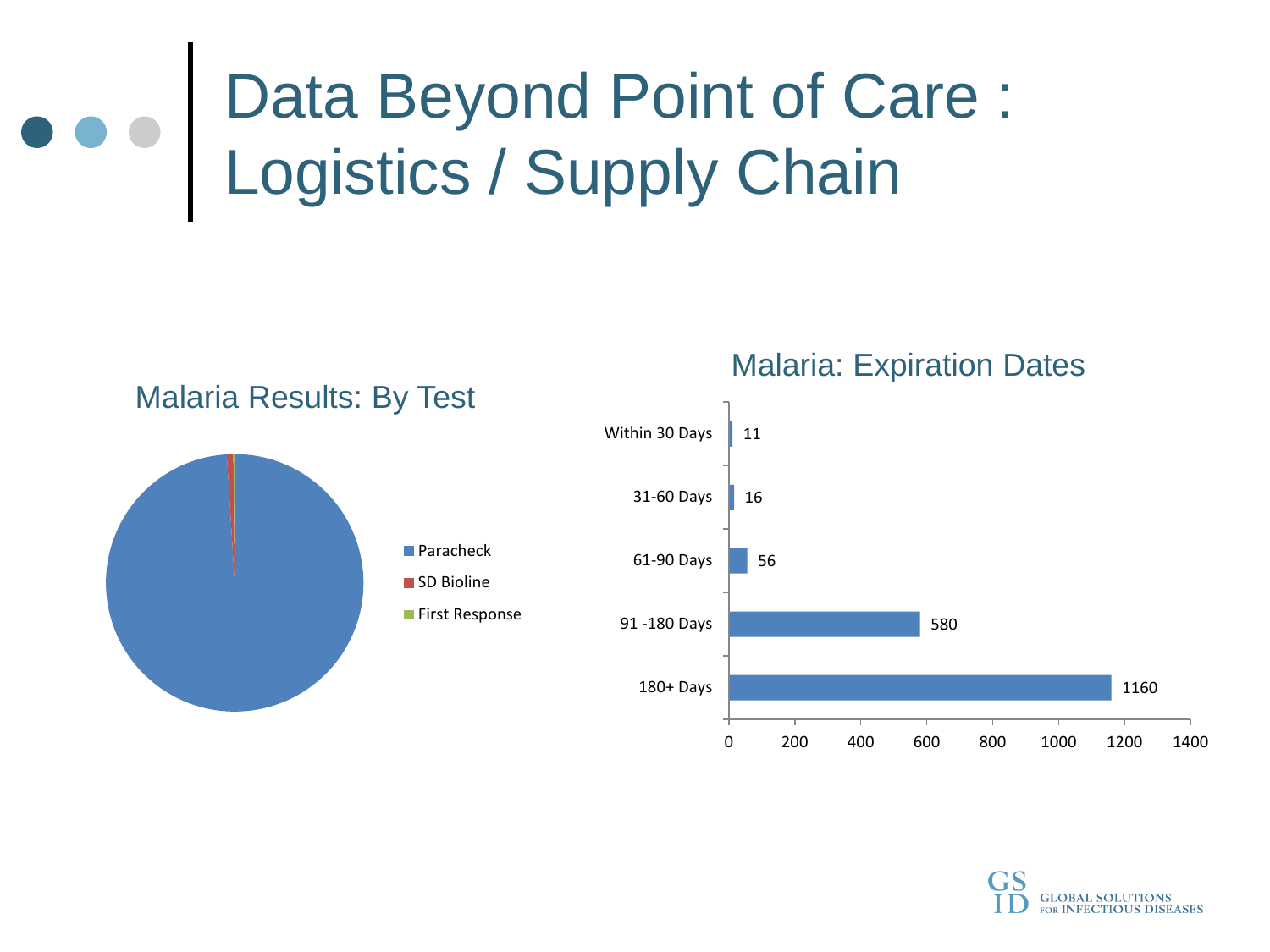# Data Beyond Point of Care : Logistics / Supply Chain

## Malaria Results: By Test

- Paracheck
- SD Bioline
- First Response

## Malaria: Expiration Dates

| Expiration | Count |
|---|---|
| Within 30 Days | 11 |
| 31-60 Days | 16 |
| 61-90 Days | 56 |
| 91 -180 Days | 580 |
| 180+ Days | 1160 |

GSID GLOBAL SOLUTIONS FOR INFECTIOUS DISEASES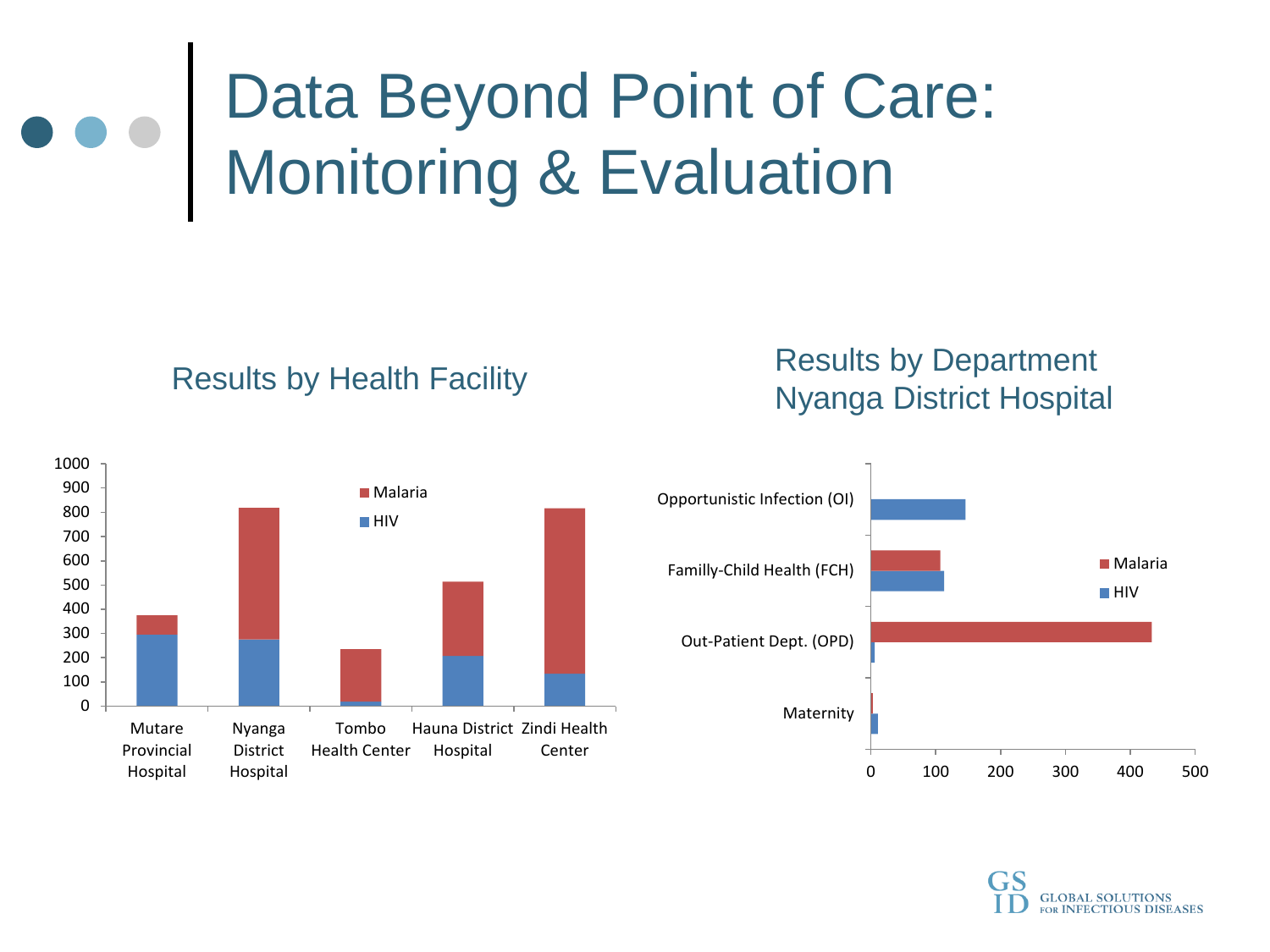# Data Beyond Point of Care: Monitoring & Evaluation

## Results by Health Facility

| Health Facility | HIV | Malaria |
|---|---|---|
| Mutare Provincial Hospital | ~295 | ~80 |
| Nyanga District Hospital | ~275 | ~545 |
| Tombo Health Center | ~18 | ~217 |
| Hauna District Hospital | ~205 | ~310 |
| Zindi Health Center | ~135 | ~680 |

## Results by Department Nyanga District Hospital

| Department | Malaria | HIV |
|---|---|---|
| Opportunistic Infection (OI) | 0 | ~145 |
| Familly-Child Health (FCH) | ~107 | ~113 |
| Out-Patient Dept. (OPD) | ~433 | ~5 |
| Maternity | ~2 | ~11 |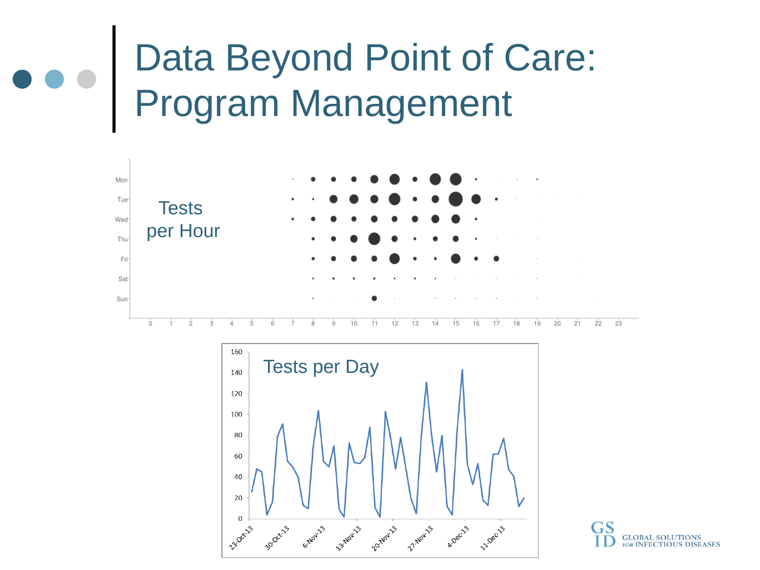# Data Beyond Point of Care: Program Management

Tests per Hour

Tests per Day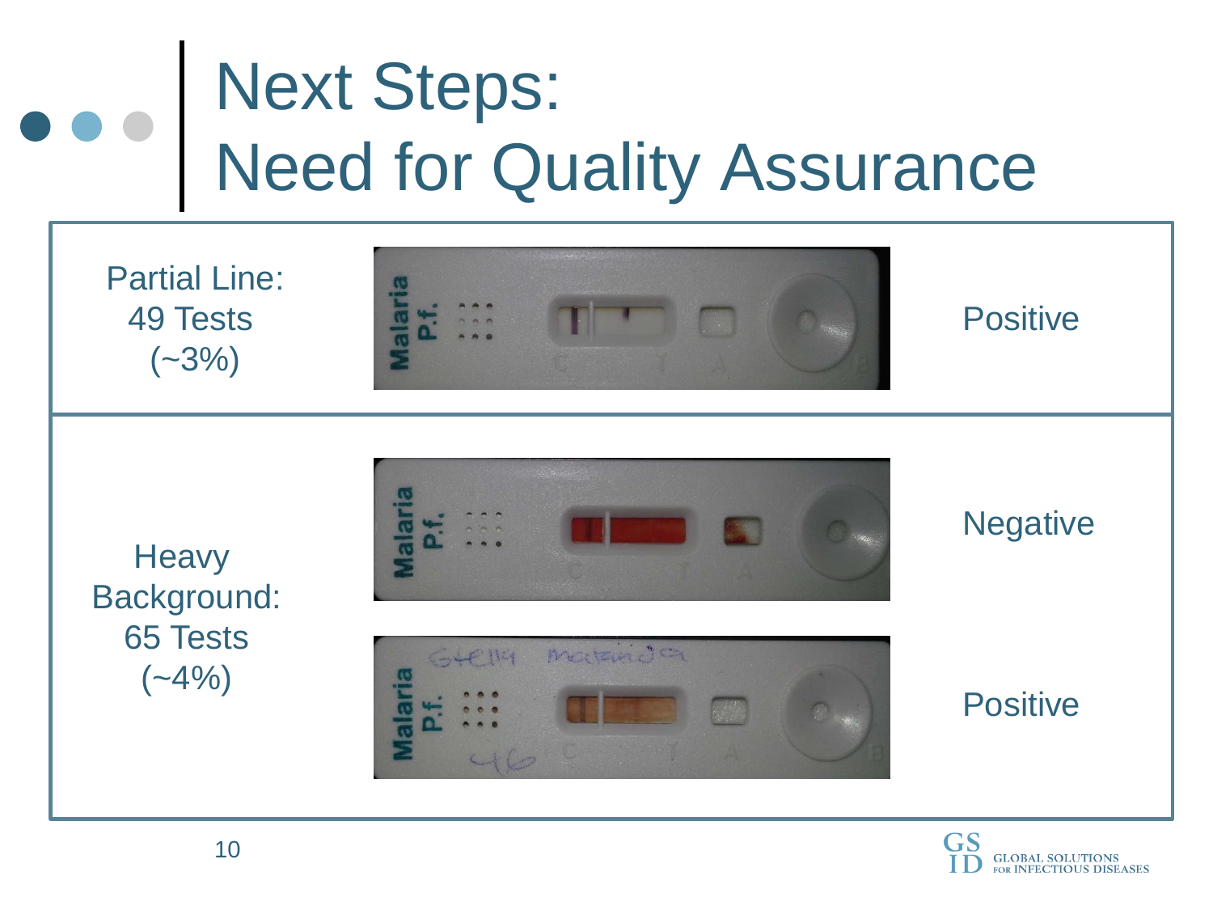# Next Steps: Need for Quality Assurance

| | |
|---|---|
| Partial Line: 49 Tests (~3%) | Positive |
| Heavy Background: 65 Tests (~4%) | Negative |
| | Positive |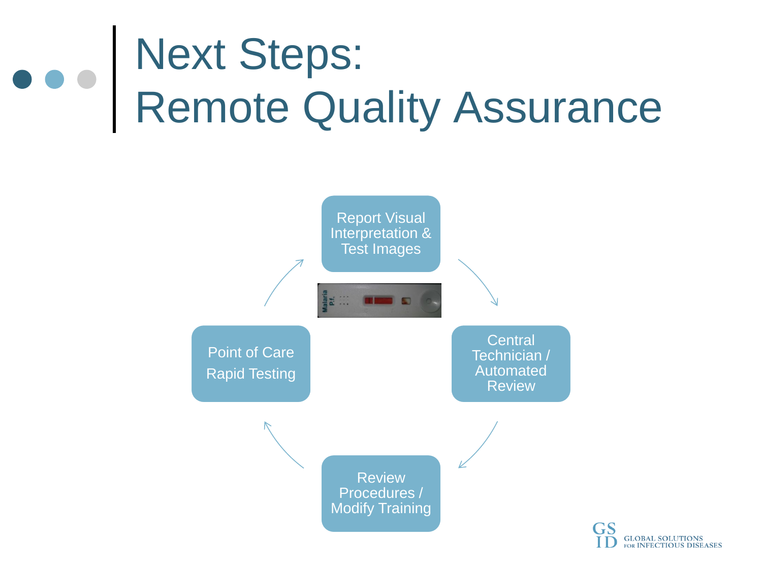# Next Steps: Remote Quality Assurance

- Report Visual Interpretation & Test Images
- Central Technician / Automated Review
- Review Procedures / Modify Training
- Point of Care Rapid Testing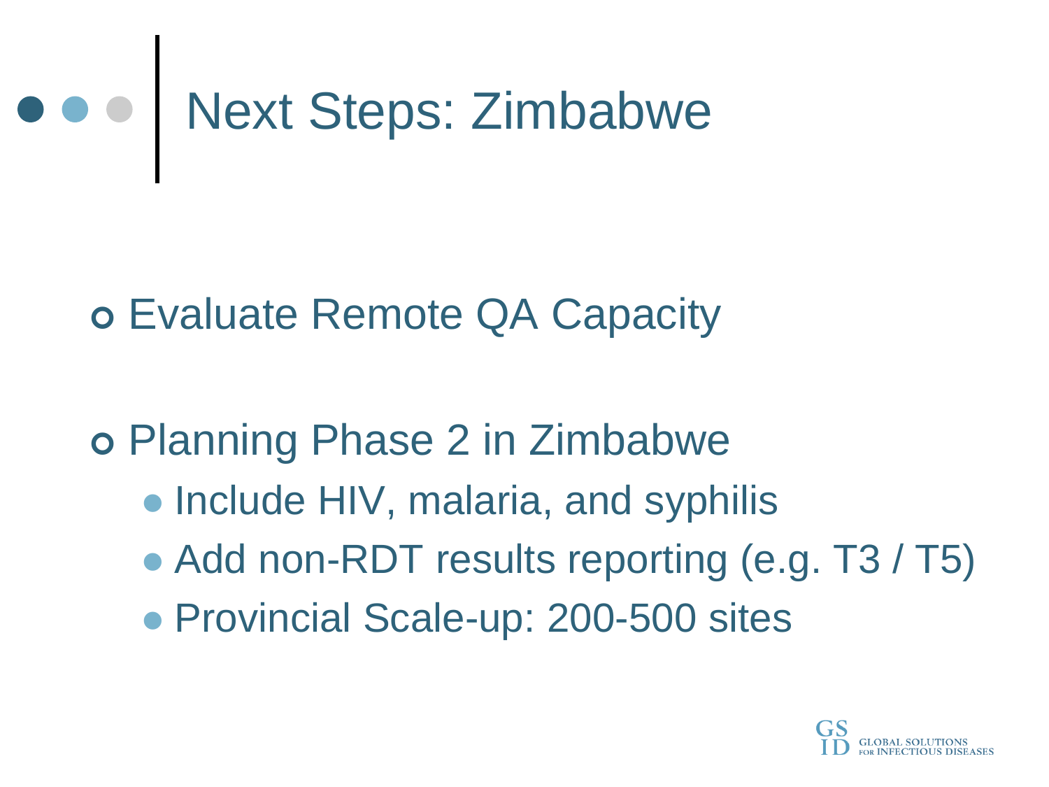# Next Steps: Zimbabwe

- Evaluate Remote QA Capacity
- Planning Phase 2 in Zimbabwe
  - Include HIV, malaria, and syphilis
  - Add non-RDT results reporting (e.g. T3 / T5)
  - Provincial Scale-up: 200-500 sites

GSID GLOBAL SOLUTIONS FOR INFECTIOUS DISEASES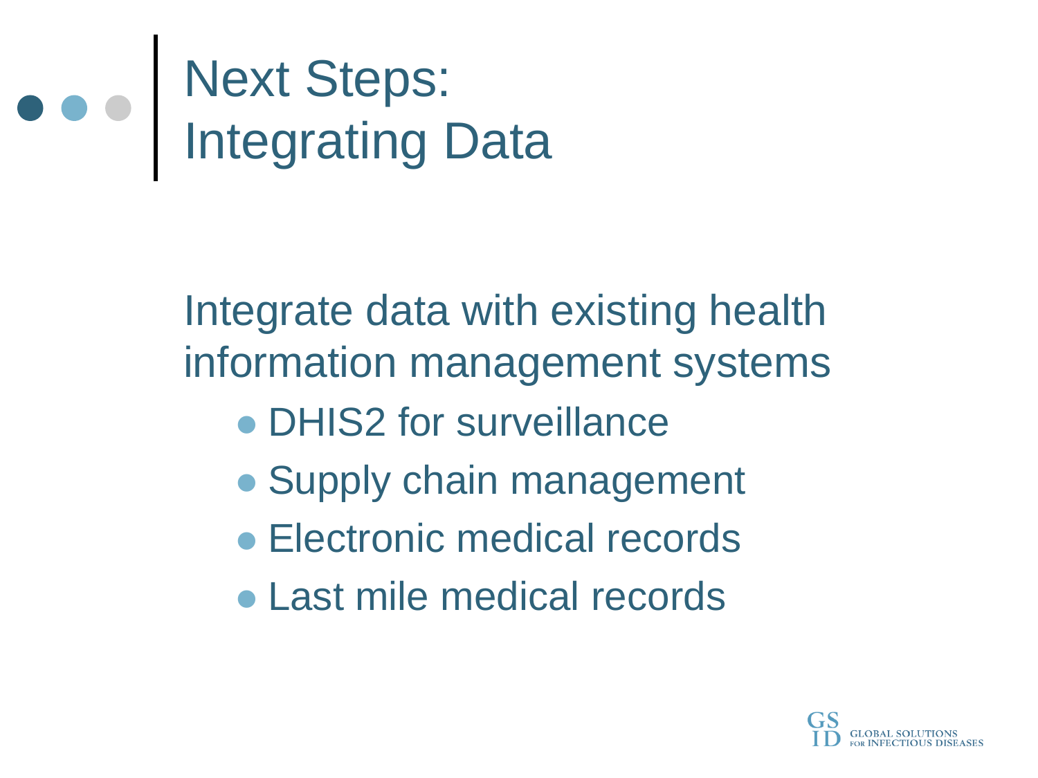# Next Steps: Integrating Data

Integrate data with existing health information management systems

- DHIS2 for surveillance
- Supply chain management
- Electronic medical records
- Last mile medical records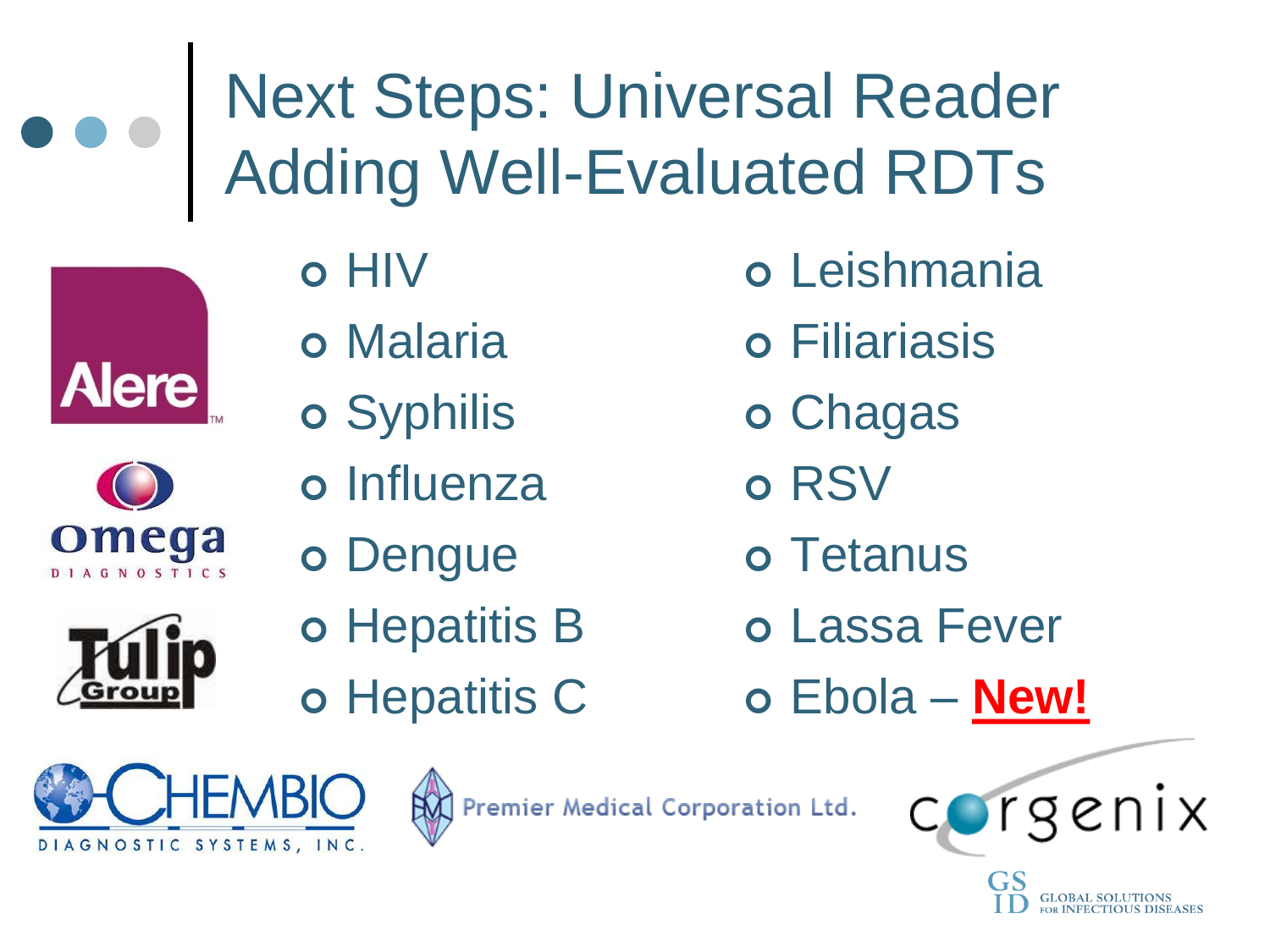# Next Steps: Universal Reader Adding Well-Evaluated RDTs

- HIV
- Malaria
- Syphilis
- Influenza
- Dengue
- Hepatitis B
- Hepatitis C
- Leishmania
- Filiariasis
- Chagas
- RSV
- Tetanus
- Lassa Fever
- Ebola – **New!**

Alere

Omega Diagnostics

Tulip Group

Chembio Diagnostic Systems, Inc.

Premier Medical Corporation Ltd.

corgenix

GSID Global Solutions for Infectious Diseases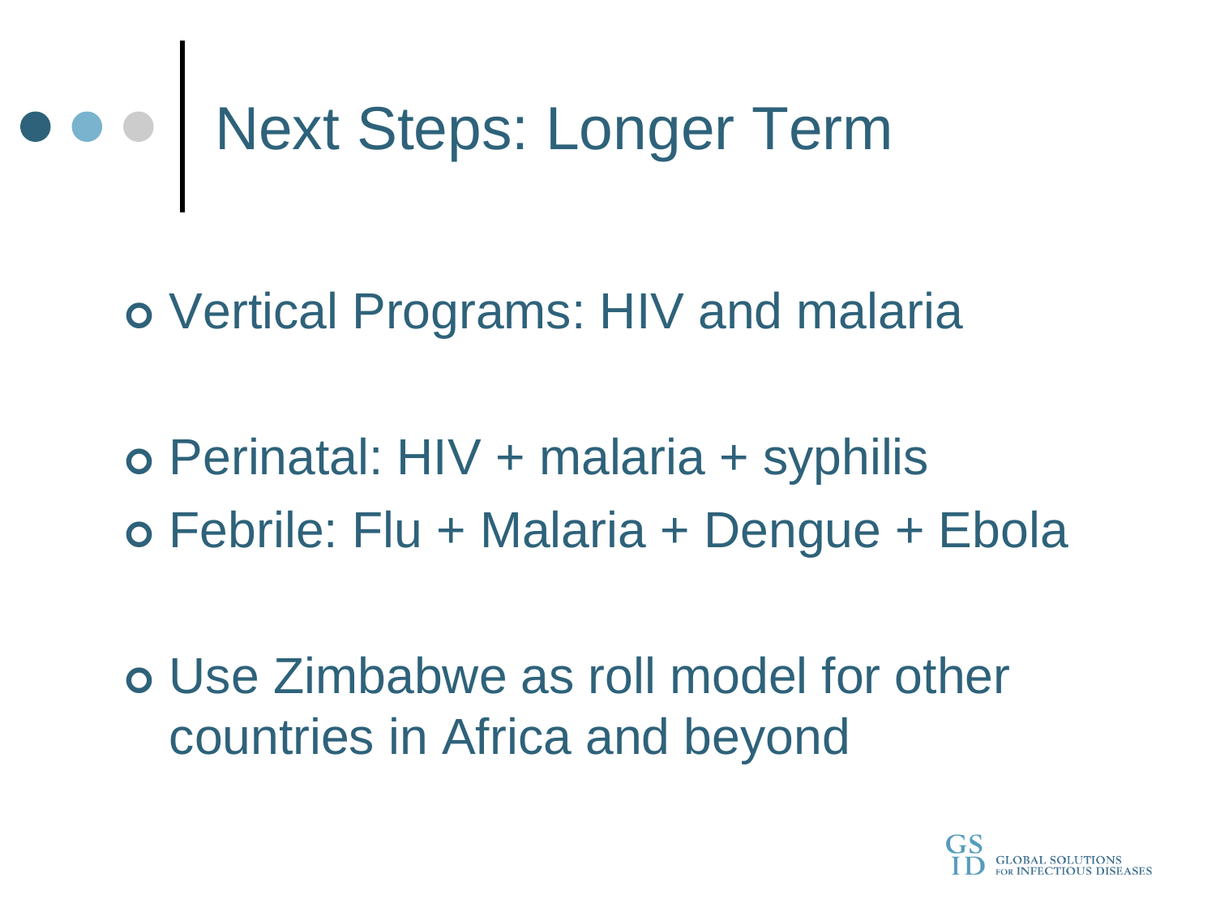# Next Steps: Longer Term

- Vertical Programs: HIV and malaria

- Perinatal: HIV + malaria + syphilis
- Febrile: Flu + Malaria + Dengue + Ebola

- Use Zimbabwe as roll model for other countries in Africa and beyond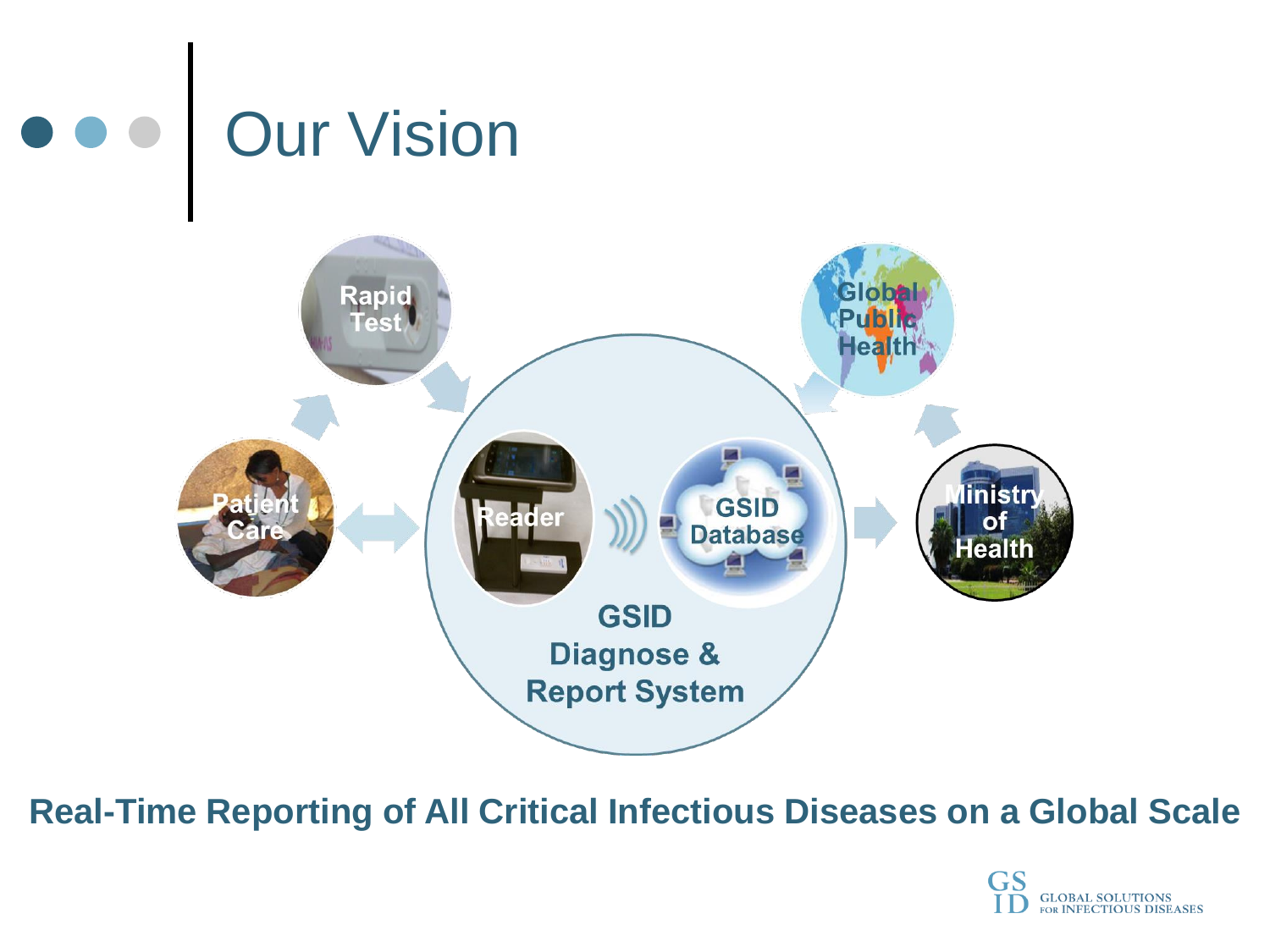# Our Vision

Rapid Test

Patient Care

Reader

GSID Database

GSID Diagnose & Report System

Global Public Health

Ministry of Health

**Real-Time Reporting of All Critical Infectious Diseases on a Global Scale**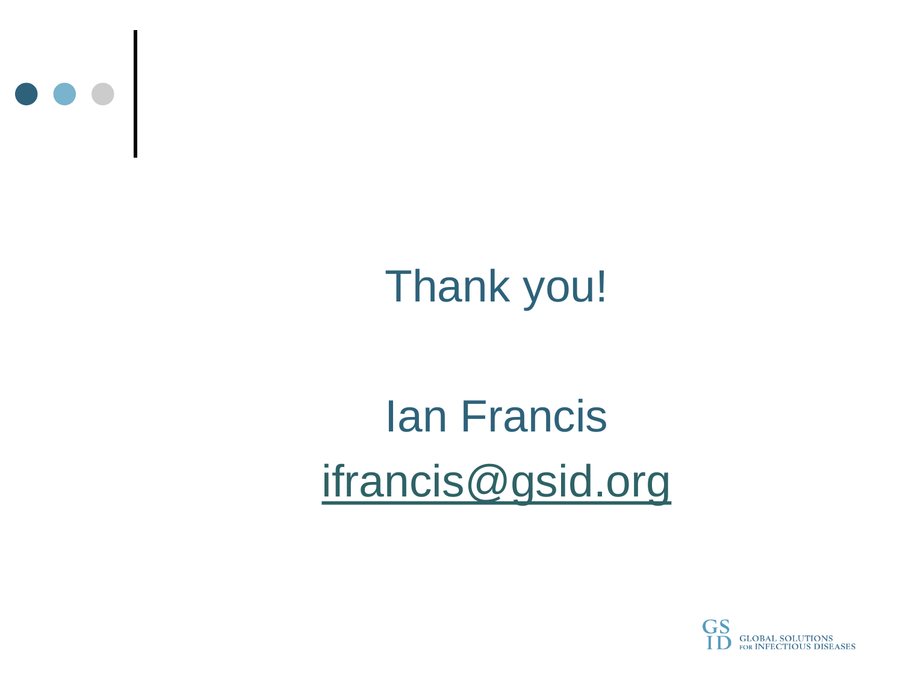Thank you!

Ian Francis

ifrancis@gsid.org

GS ID GLOBAL SOLUTIONS FOR INFECTIOUS DISEASES